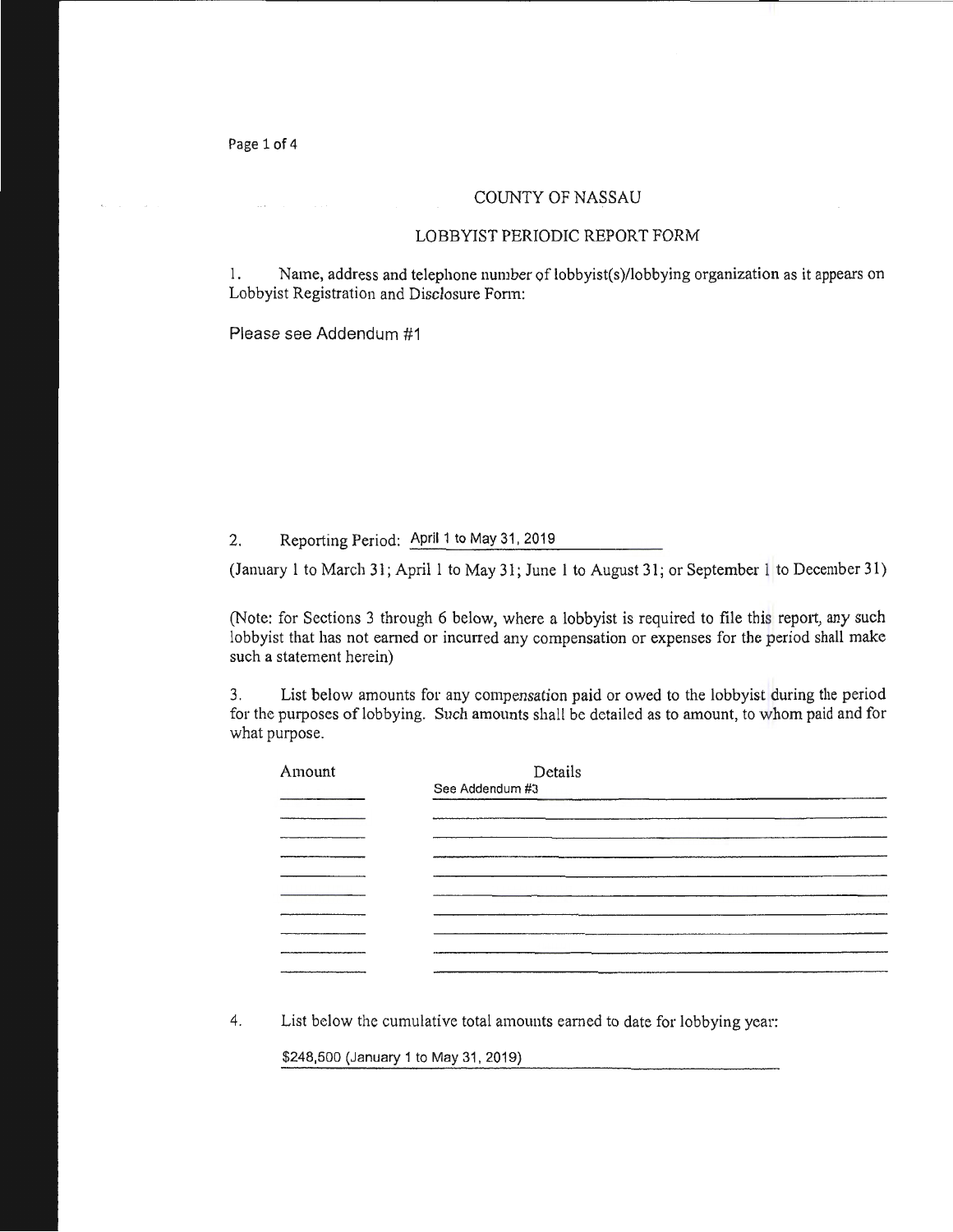# COUNTY OF NASSAU

## LOBBYIST PERIODIC REPORT FORM

1. Name, address and telephone number of lobbyist(s)/lobbying organization as it appears on Lobbyist Registration and Disclosure Form:

Please see Addendum #1

2. Reporting Period: April 1 to May 31, 2019

(January 1 to March 31; April 1 to May 31; June 1 to August 31; or September 1 to December 31)

(Note: for Sections 3 through 6 below, where a lobbyist is required to file this report, any such lobbyist that has not earned or incurred any compensation or expenses for the period shall make such a statement herein)

3. List below amounts for any compensation paid or owed to the lobbyist during the period for the purposes of lobbying. Such amounts shall be detailed as to amount, to whom paid and for what purpose.

| Amount | Details |
|---|---|
| | See Addendum #3 |

4. List below the cumulative total amounts earned to date for lobbying year:

$248,500 (January 1 to May 31, 2019)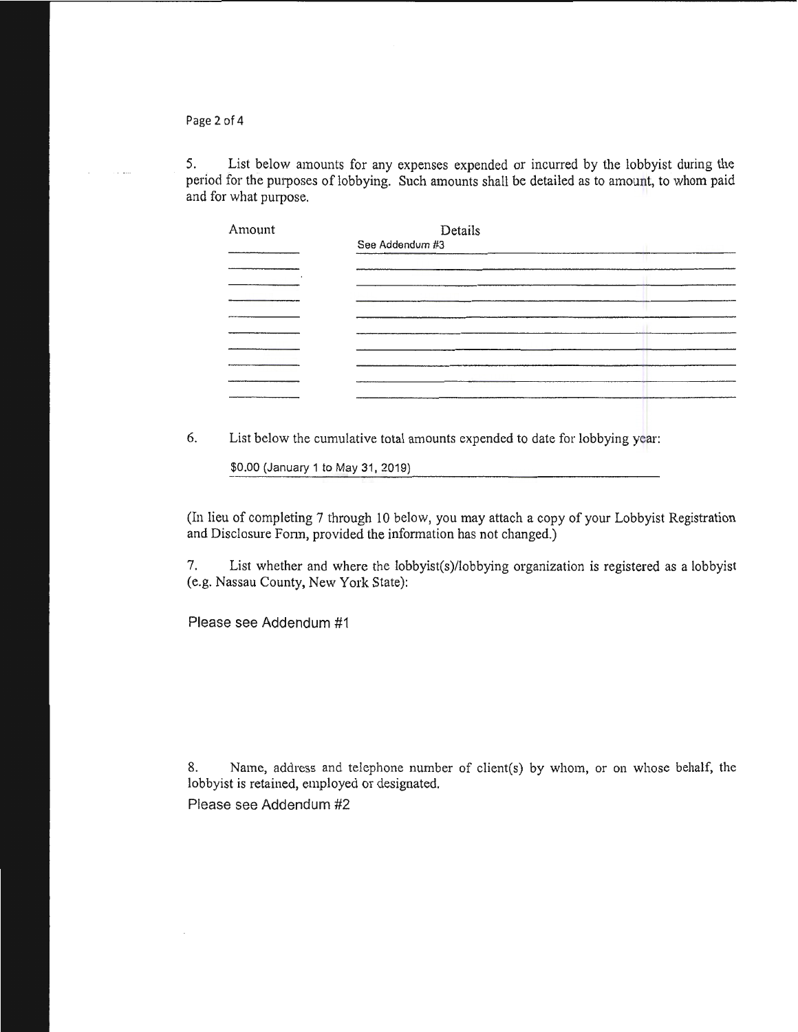5. List below amounts for any expenses expended or incurred by the lobbyist during the period for the purposes of lobbying. Such amounts shall be detailed as to amount, to whom paid and for what purpose.

| Amount | Details |
|---|---|
| | See Addendum #3 |
| | |
| | |
| | |
| | |
| | |
| | |
| | |
| | |
| | |

6. List below the cumulative total amounts expended to date for lobbying year:

$0.00 (January 1 to May 31, 2019)

(In lieu of completing 7 through 10 below, you may attach a copy of your Lobbyist Registration and Disclosure Form, provided the information has not changed.)

7. List whether and where the lobbyist(s)/lobbying organization is registered as a lobbyist (e.g. Nassau County, New York State):

Please see Addendum #1

8. Name, address and telephone number of client(s) by whom, or on whose behalf, the lobbyist is retained, employed or designated.

Please see Addendum #2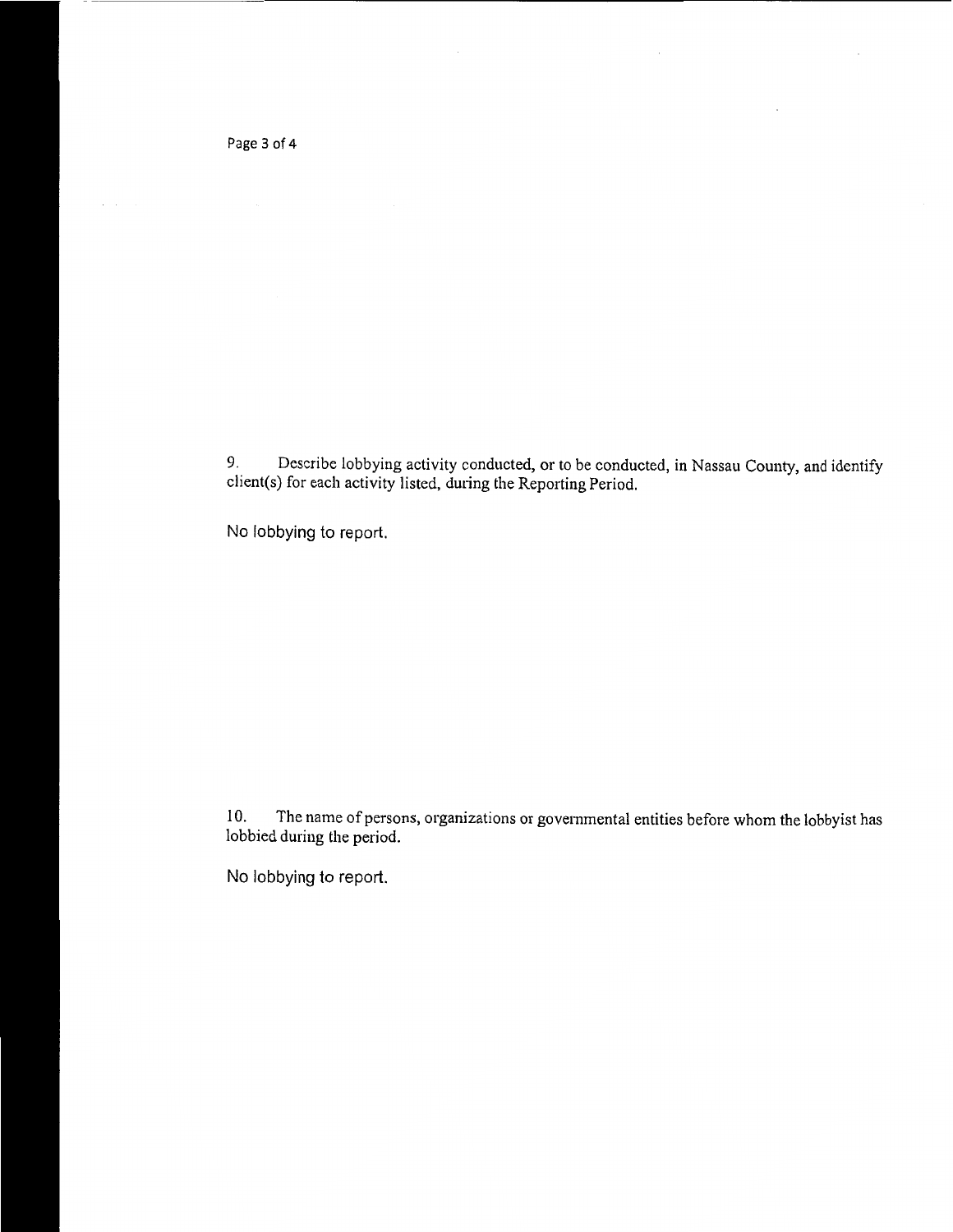9. Describe lobbying activity conducted, or to be conducted, in Nassau County, and identify client(s) for each activity listed, during the Reporting Period.

No lobbying to report.

10. The name of persons, organizations or governmental entities before whom the lobbyist has lobbied during the period.

No lobbying to report.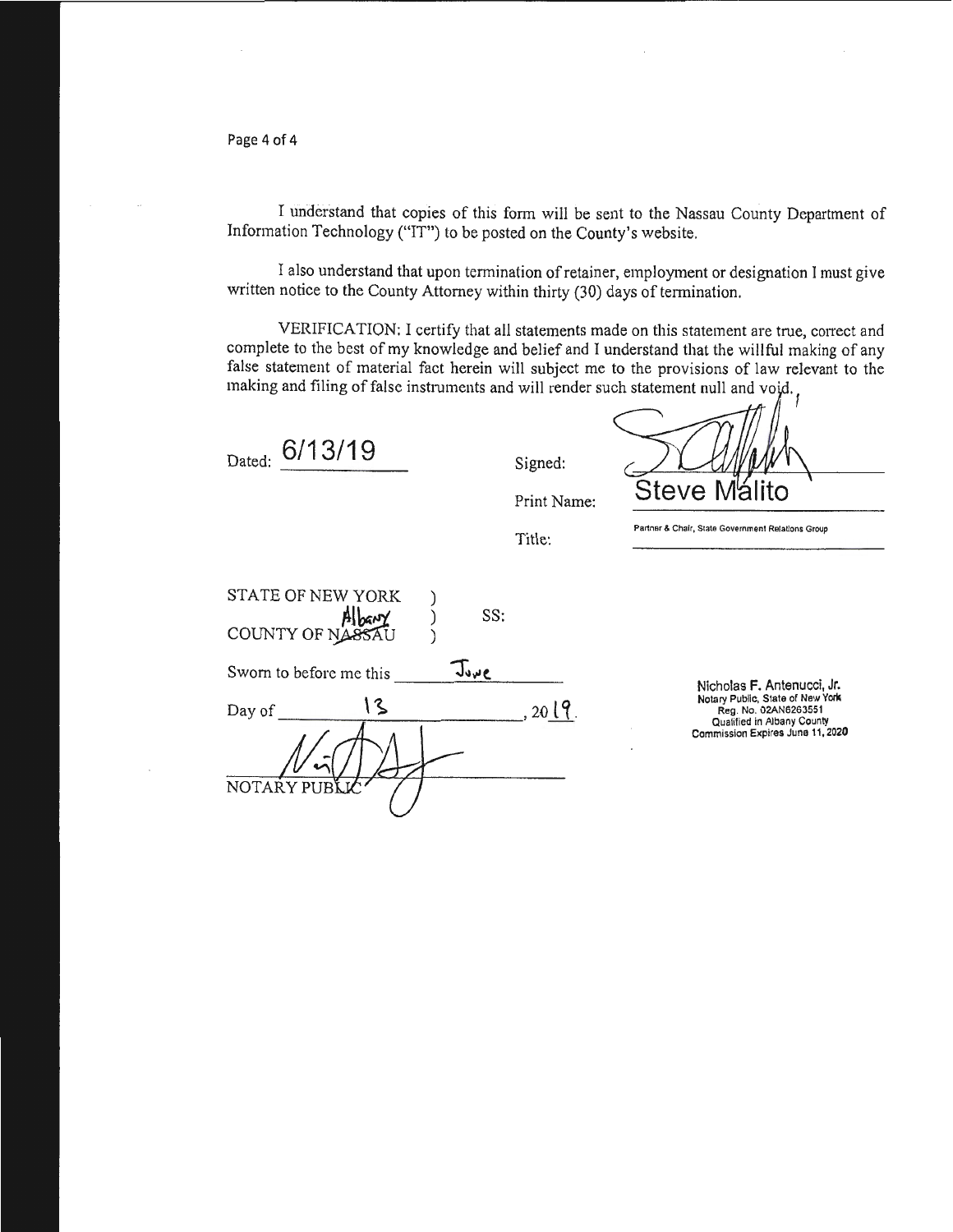I understand that copies of this form will be sent to the Nassau County Department of Information Technology ("IT") to be posted on the County's website.

I also understand that upon termination of retainer, employment or designation I must give written notice to the County Attorney within thirty (30) days of termination.

VERIFICATION: I certify that all statements made on this statement are true, correct and complete to the best of my knowledge and belief and I understand that the willful making of any false statement of material fact herein will subject me to the provisions of law relevant to the making and filing of false instruments and will render such statement null and void.

Dated: 6/13/19

Signed: 

Print Name: Steve Malito

Title: Partner & Chair, State Government Relations Group

STATE OF NEW YORK )
COUNTY OF ~~NASSAU~~ Albany ) SS:
)

Sworn to before me this June

Day of 13, 2019.

NOTARY PUBLIC

Nicholas F. Antenucci, Jr.
Notary Public, State of New York
Reg. No. 02AN6263551
Qualified in Albany County
Commission Expires June 11, 2020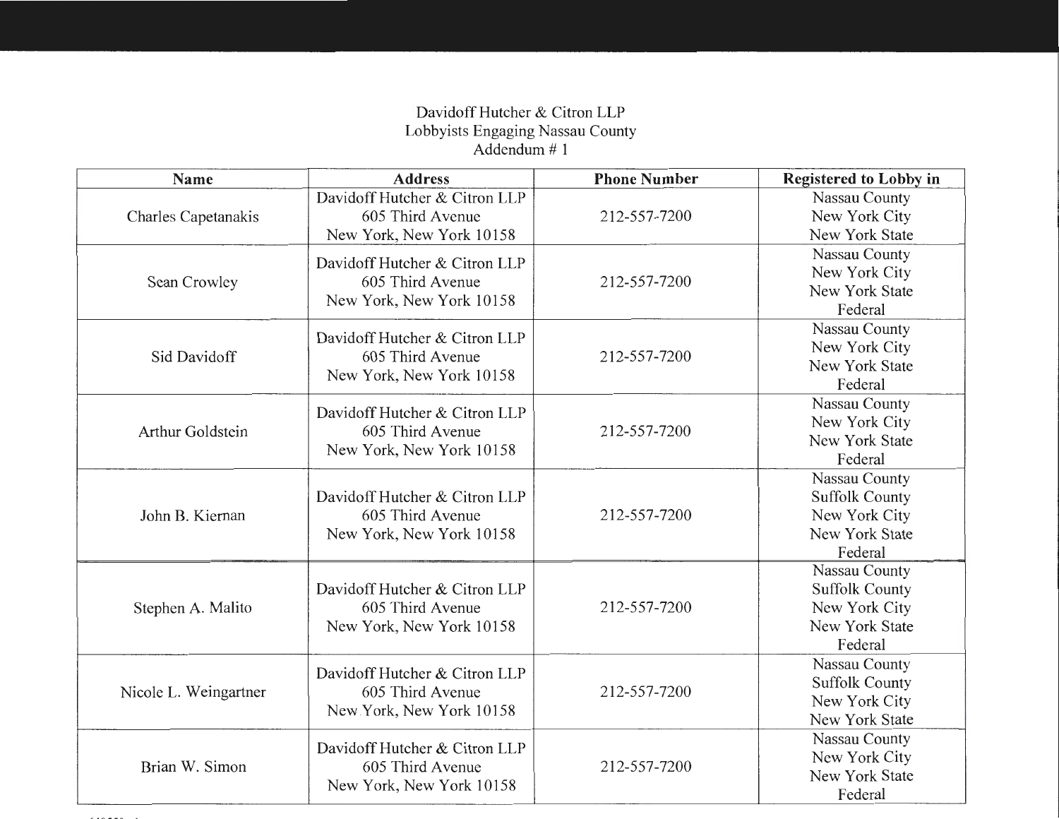Davidoff Hutcher & Citron LLP
Lobbyists Engaging Nassau County
Addendum # 1

| Name | Address | Phone Number | Registered to Lobby in |
|---|---|---|---|
| Charles Capetanakis | Davidoff Hutcher & Citron LLP<br>605 Third Avenue<br>New York, New York 10158 | 212-557-7200 | Nassau County<br>New York City<br>New York State |
| Sean Crowley | Davidoff Hutcher & Citron LLP<br>605 Third Avenue<br>New York, New York 10158 | 212-557-7200 | Nassau County<br>New York City<br>New York State<br>Federal |
| Sid Davidoff | Davidoff Hutcher & Citron LLP<br>605 Third Avenue<br>New York, New York 10158 | 212-557-7200 | Nassau County<br>New York City<br>New York State<br>Federal |
| Arthur Goldstein | Davidoff Hutcher & Citron LLP<br>605 Third Avenue<br>New York, New York 10158 | 212-557-7200 | Nassau County<br>New York City<br>New York State<br>Federal |
| John B. Kiernan | Davidoff Hutcher & Citron LLP<br>605 Third Avenue<br>New York, New York 10158 | 212-557-7200 | Nassau County<br>Suffolk County<br>New York City<br>New York State<br>Federal |
| Stephen A. Malito | Davidoff Hutcher & Citron LLP<br>605 Third Avenue<br>New York, New York 10158 | 212-557-7200 | Nassau County<br>Suffolk County<br>New York City<br>New York State<br>Federal |
| Nicole L. Weingartner | Davidoff Hutcher & Citron LLP<br>605 Third Avenue<br>New York, New York 10158 | 212-557-7200 | Nassau County<br>Suffolk County<br>New York City<br>New York State |
| Brian W. Simon | Davidoff Hutcher & Citron LLP<br>605 Third Avenue<br>New York, New York 10158 | 212-557-7200 | Nassau County<br>New York City<br>New York State<br>Federal |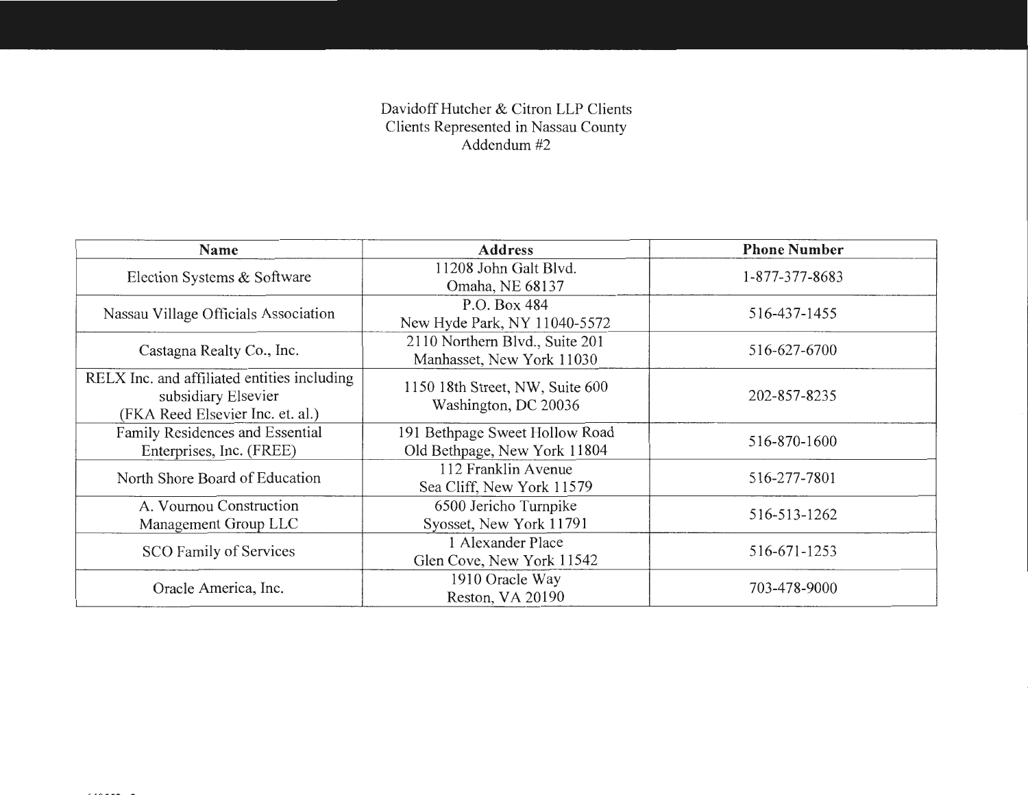Davidoff Hutcher & Citron LLP Clients
Clients Represented in Nassau County
Addendum #2

| Name | Address | Phone Number |
| --- | --- | --- |
| Election Systems & Software | 11208 John Galt Blvd.<br>Omaha, NE 68137 | 1-877-377-8683 |
| Nassau Village Officials Association | P.O. Box 484<br>New Hyde Park, NY 11040-5572 | 516-437-1455 |
| Castagna Realty Co., Inc. | 2110 Northern Blvd., Suite 201<br>Manhasset, New York 11030 | 516-627-6700 |
| RELX Inc. and affiliated entities including subsidiary Elsevier (FKA Reed Elsevier Inc. et. al.) | 1150 18th Street, NW, Suite 600<br>Washington, DC 20036 | 202-857-8235 |
| Family Residences and Essential Enterprises, Inc. (FREE) | 191 Bethpage Sweet Hollow Road<br>Old Bethpage, New York 11804 | 516-870-1600 |
| North Shore Board of Education | 112 Franklin Avenue<br>Sea Cliff, New York 11579 | 516-277-7801 |
| A. Vournou Construction Management Group LLC | 6500 Jericho Turnpike<br>Syosset, New York 11791 | 516-513-1262 |
| SCO Family of Services | 1 Alexander Place<br>Glen Cove, New York 11542 | 516-671-1253 |
| Oracle America, Inc. | 1910 Oracle Way<br>Reston, VA 20190 | 703-478-9000 |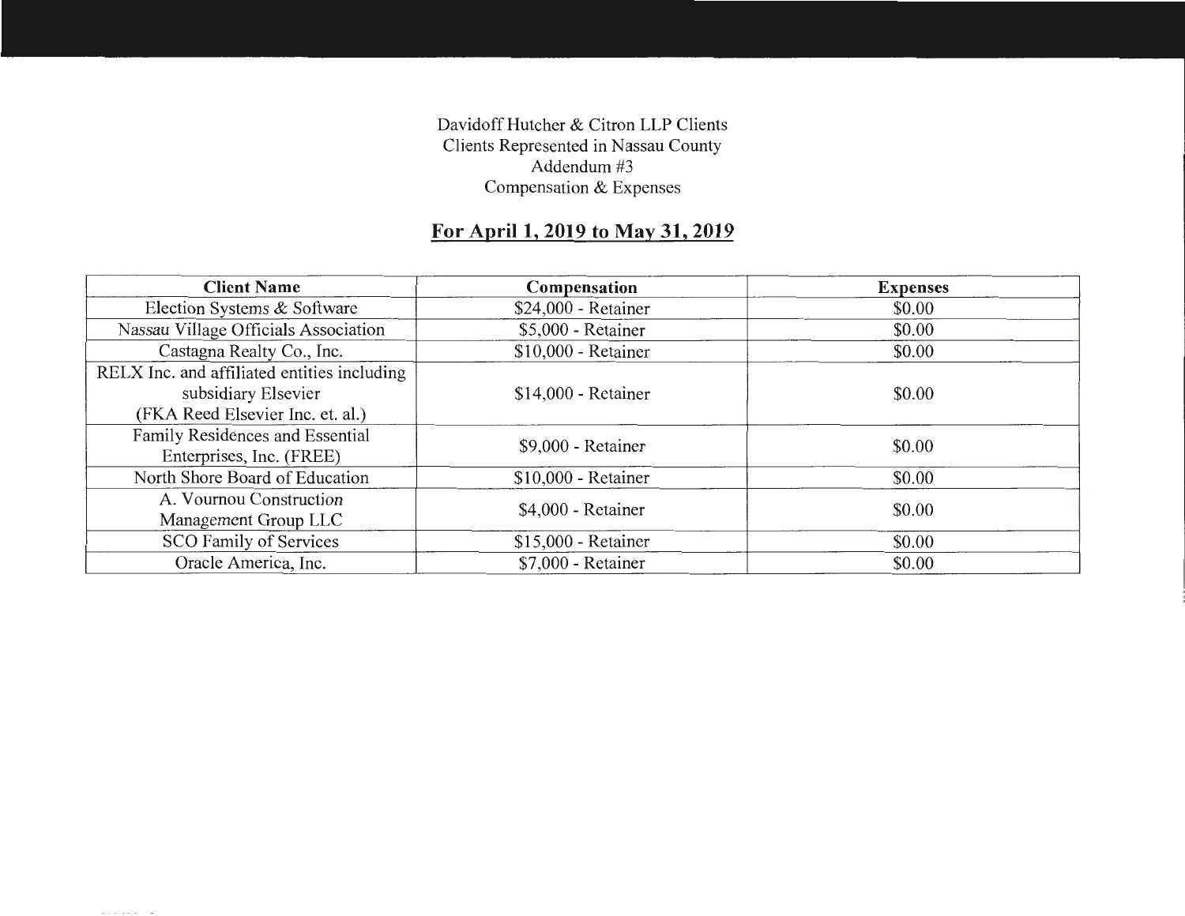Davidoff Hutcher & Citron LLP Clients
Clients Represented in Nassau County
Addendum #3
Compensation & Expenses

## **For April 1, 2019 to May 31, 2019**

| Client Name | Compensation | Expenses |
|---|---|---|
| Election Systems & Software | $24,000 - Retainer | $0.00 |
| Nassau Village Officials Association | $5,000 - Retainer | $0.00 |
| Castagna Realty Co., Inc. | $10,000 - Retainer | $0.00 |
| RELX Inc. and affiliated entities including subsidiary Elsevier (FKA Reed Elsevier Inc. et. al.) | $14,000 - Retainer | $0.00 |
| Family Residences and Essential Enterprises, Inc. (FREE) | $9,000 - Retainer | $0.00 |
| North Shore Board of Education | $10,000 - Retainer | $0.00 |
| A. Vournou Construction Management Group LLC | $4,000 - Retainer | $0.00 |
| SCO Family of Services | $15,000 - Retainer | $0.00 |
| Oracle America, Inc. | $7,000 - Retainer | $0.00 |